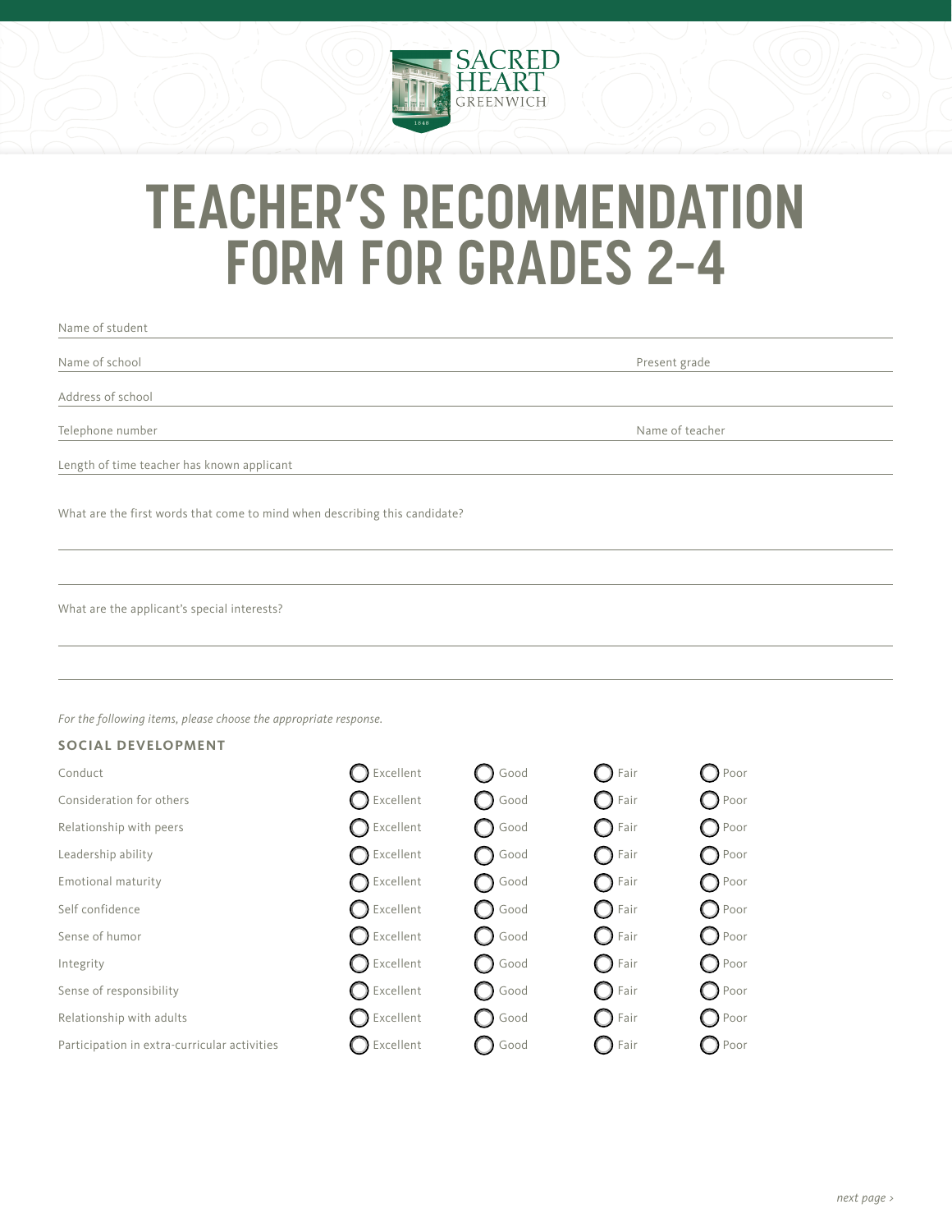SACRED HEART
GREENWICH

# TEACHER'S RECOMMENDATION FORM FOR GRADES 2-4

Name of student

Name of school | Present grade

Address of school

Telephone number | Name of teacher

Length of time teacher has known applicant

What are the first words that come to mind when describing this candidate?

What are the applicant's special interests?

*For the following items, please choose the appropriate response.*

## SOCIAL DEVELOPMENT

| | | | | |
|---|---|---|---|---|
| Conduct | ◯ Excellent | ◯ Good | ◯ Fair | ◯ Poor |
| Consideration for others | ◯ Excellent | ◯ Good | ◯ Fair | ◯ Poor |
| Relationship with peers | ◯ Excellent | ◯ Good | ◯ Fair | ◯ Poor |
| Leadership ability | ◯ Excellent | ◯ Good | ◯ Fair | ◯ Poor |
| Emotional maturity | ◯ Excellent | ◯ Good | ◯ Fair | ◯ Poor |
| Self confidence | ◯ Excellent | ◯ Good | ◯ Fair | ◯ Poor |
| Sense of humor | ◯ Excellent | ◯ Good | ◯ Fair | ◯ Poor |
| Integrity | ◯ Excellent | ◯ Good | ◯ Fair | ◯ Poor |
| Sense of responsibility | ◯ Excellent | ◯ Good | ◯ Fair | ◯ Poor |
| Relationship with adults | ◯ Excellent | ◯ Good | ◯ Fair | ◯ Poor |
| Participation in extra-curricular activities | ◯ Excellent | ◯ Good | ◯ Fair | ◯ Poor |

*next page ›*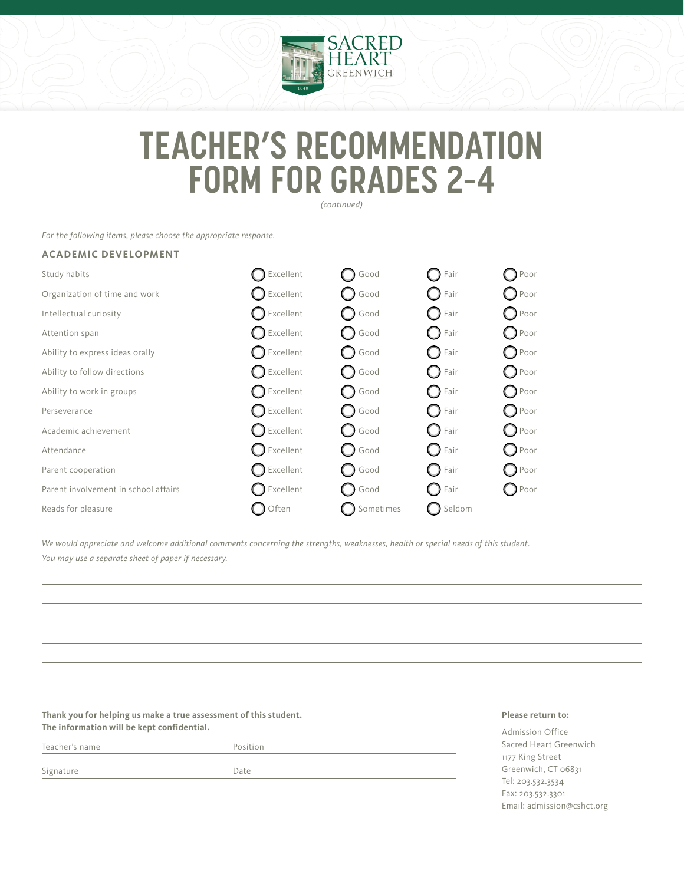SACRED HEART GREENWICH

# TEACHER'S RECOMMENDATION FORM FOR GRADES 2-4

*(continued)*

*For the following items, please choose the appropriate response.*

## ACADEMIC DEVELOPMENT

| | | | | |
|---|---|---|---|---|
| Study habits | ◯ Excellent | ◯ Good | ◯ Fair | ◯ Poor |
| Organization of time and work | ◯ Excellent | ◯ Good | ◯ Fair | ◯ Poor |
| Intellectual curiosity | ◯ Excellent | ◯ Good | ◯ Fair | ◯ Poor |
| Attention span | ◯ Excellent | ◯ Good | ◯ Fair | ◯ Poor |
| Ability to express ideas orally | ◯ Excellent | ◯ Good | ◯ Fair | ◯ Poor |
| Ability to follow directions | ◯ Excellent | ◯ Good | ◯ Fair | ◯ Poor |
| Ability to work in groups | ◯ Excellent | ◯ Good | ◯ Fair | ◯ Poor |
| Perseverance | ◯ Excellent | ◯ Good | ◯ Fair | ◯ Poor |
| Academic achievement | ◯ Excellent | ◯ Good | ◯ Fair | ◯ Poor |
| Attendance | ◯ Excellent | ◯ Good | ◯ Fair | ◯ Poor |
| Parent cooperation | ◯ Excellent | ◯ Good | ◯ Fair | ◯ Poor |
| Parent involvement in school affairs | ◯ Excellent | ◯ Good | ◯ Fair | ◯ Poor |
| Reads for pleasure | ◯ Often | ◯ Sometimes | ◯ Seldom | |

*We would appreciate and welcome additional comments concerning the strengths, weaknesses, health or special needs of this student.*
*You may use a separate sheet of paper if necessary.*

______________________________________________________________________

______________________________________________________________________

______________________________________________________________________

______________________________________________________________________

______________________________________________________________________

______________________________________________________________________

**Thank you for helping us make a true assessment of this student.**
**The information will be kept confidential.**

Teacher's name ______________________ Position ______________________

Signature ______________________ Date ______________________

**Please return to:**

Admission Office
Sacred Heart Greenwich
1177 King Street
Greenwich, CT 06831
Tel: 203.532.3534
Fax: 203.532.3301
Email: admission@cshct.org